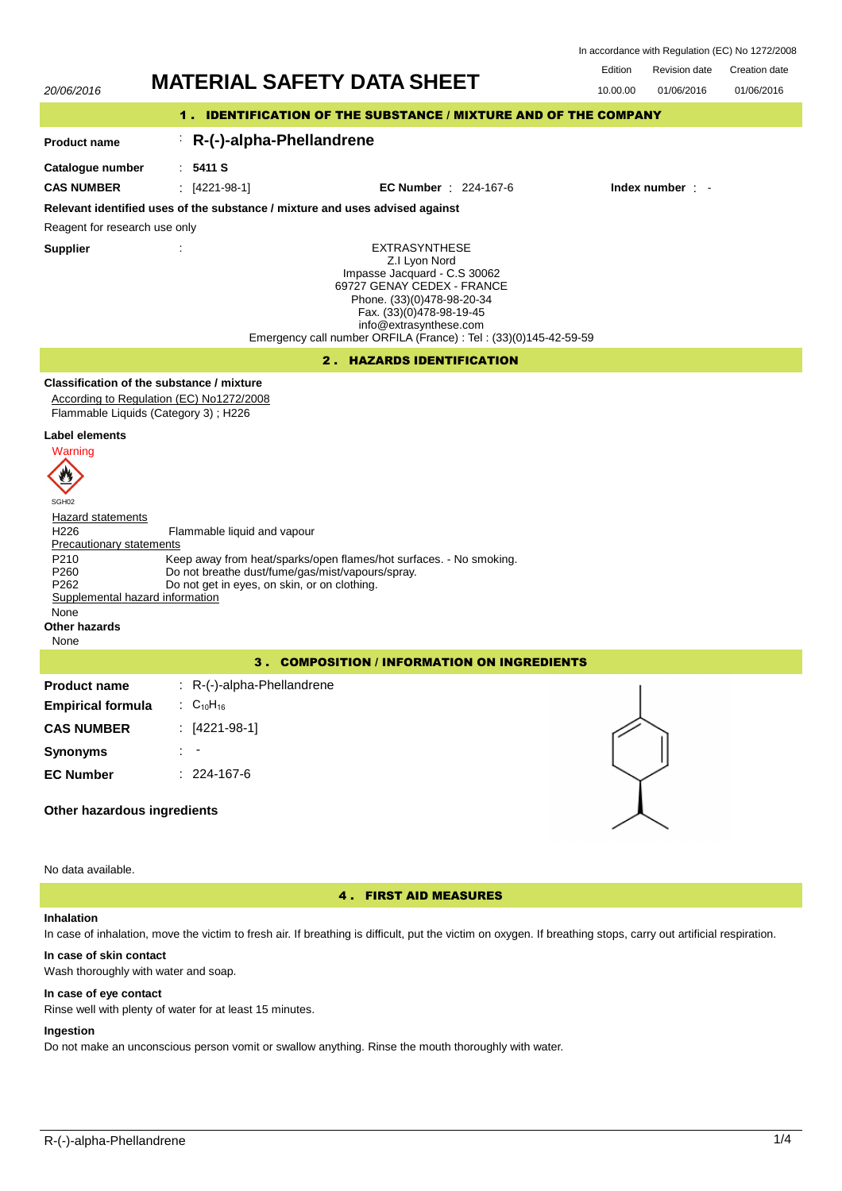In accordance with Regulation (EC) No 1272/2008

20/06/2016

# MATERIAL SAFETY DATA SHEET

| Edition | Revision date | Creation date |
|---|---|---|
| 10.00.00 | 01/06/2016 | 01/06/2016 |

## 1 . IDENTIFICATION OF THE SUBSTANCE / MIXTURE AND OF THE COMPANY

**Product name** : **R-(-)-alpha-Phellandrene**

**Catalogue number** : **5411 S**

**CAS NUMBER** : [4221-98-1] **EC Number** : 224-167-6 **Index number** : -

**Relevant identified uses of the substance / mixture and uses advised against**

Reagent for research use only

**Supplier** :

EXTRASYNTHESE
Z.I Lyon Nord
Impasse Jacquard - C.S 30062
69727 GENAY CEDEX - FRANCE
Phone. (33)(0)478-98-20-34
Fax. (33)(0)478-98-19-45
info@extrasynthese.com
Emergency call number ORFILA (France) : Tel : (33)(0)145-42-59-59

## 2 . HAZARDS IDENTIFICATION

**Classification of the substance / mixture**

According to Regulation (EC) No1272/2008

Flammable Liquids (Category 3) ; H226

**Label elements**

Warning

SGH02

Hazard statements

H226 Flammable liquid and vapour

Precautionary statements

P210 Keep away from heat/sparks/open flames/hot surfaces. - No smoking.
P260 Do not breathe dust/fume/gas/mist/vapours/spray.
P262 Do not get in eyes, on skin, or on clothing.

Supplemental hazard information

None

**Other hazards**

None

## 3 . COMPOSITION / INFORMATION ON INGREDIENTS

**Product name** : R-(-)-alpha-Phellandrene

**Empirical formula** : $C_{10}H_{16}$

**CAS NUMBER** : [4221-98-1]

**Synonyms** : -

**EC Number** : 224-167-6

**Other hazardous ingredients**

No data available.

## 4 . FIRST AID MEASURES

**Inhalation**

In case of inhalation, move the victim to fresh air. If breathing is difficult, put the victim on oxygen. If breathing stops, carry out artificial respiration.

**In case of skin contact**

Wash thoroughly with water and soap.

**In case of eye contact**

Rinse well with plenty of water for at least 15 minutes.

**Ingestion**

Do not make an unconscious person vomit or swallow anything. Rinse the mouth thoroughly with water.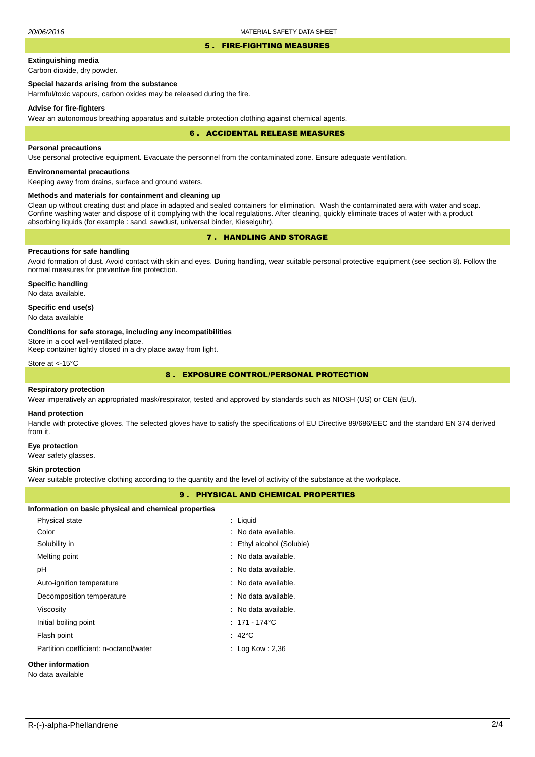## 5 . FIRE-FIGHTING MEASURES

**Extinguishing media**

Carbon dioxide, dry powder.

**Special hazards arising from the substance**

Harmful/toxic vapours, carbon oxides may be released during the fire.

**Advise for fire-fighters**

Wear an autonomous breathing apparatus and suitable protection clothing against chemical agents.

## 6 . ACCIDENTAL RELEASE MEASURES

**Personal precautions**

Use personal protective equipment. Evacuate the personnel from the contaminated zone. Ensure adequate ventilation.

**Environnemental precautions**

Keeping away from drains, surface and ground waters.

**Methods and materials for containment and cleaning up**

Clean up without creating dust and place in adapted and sealed containers for elimination. Wash the contaminated aera with water and soap. Confine washing water and dispose of it complying with the local regulations. After cleaning, quickly eliminate traces of water with a product absorbing liquids (for example : sand, sawdust, universal binder, Kieselguhr).

## 7 . HANDLING AND STORAGE

**Precautions for safe handling**

Avoid formation of dust. Avoid contact with skin and eyes. During handling, wear suitable personal protective equipment (see section 8). Follow the normal measures for preventive fire protection.

**Specific handling**

No data available.

**Specific end use(s)**

No data available

**Conditions for safe storage, including any incompatibilities**

Store in a cool well-ventilated place.
Keep container tightly closed in a dry place away from light.

Store at <-15°C

## 8 . EXPOSURE CONTROL/PERSONAL PROTECTION

**Respiratory protection**

Wear imperatively an appropriated mask/respirator, tested and approved by standards such as NIOSH (US) or CEN (EU).

**Hand protection**

Handle with protective gloves. The selected gloves have to satisfy the specifications of EU Directive 89/686/EEC and the standard EN 374 derived from it.

**Eye protection**

Wear safety glasses.

**Skin protection**

Wear suitable protective clothing according to the quantity and the level of activity of the substance at the workplace.

## 9 . PHYSICAL AND CHEMICAL PROPERTIES

**Information on basic physical and chemical properties**

| Property | Value |
|---|---|
| Physical state | : Liquid |
| Color | : No data available. |
| Solubility in | : Ethyl alcohol (Soluble) |
| Melting point | : No data available. |
| pH | : No data available. |
| Auto-ignition temperature | : No data available. |
| Decomposition temperature | : No data available. |
| Viscosity | : No data available. |
| Initial boiling point | : 171 - 174°C |
| Flash point | : 42°C |
| Partition coefficient: n-octanol/water | : Log Kow : 2,36 |

**Other information**

No data available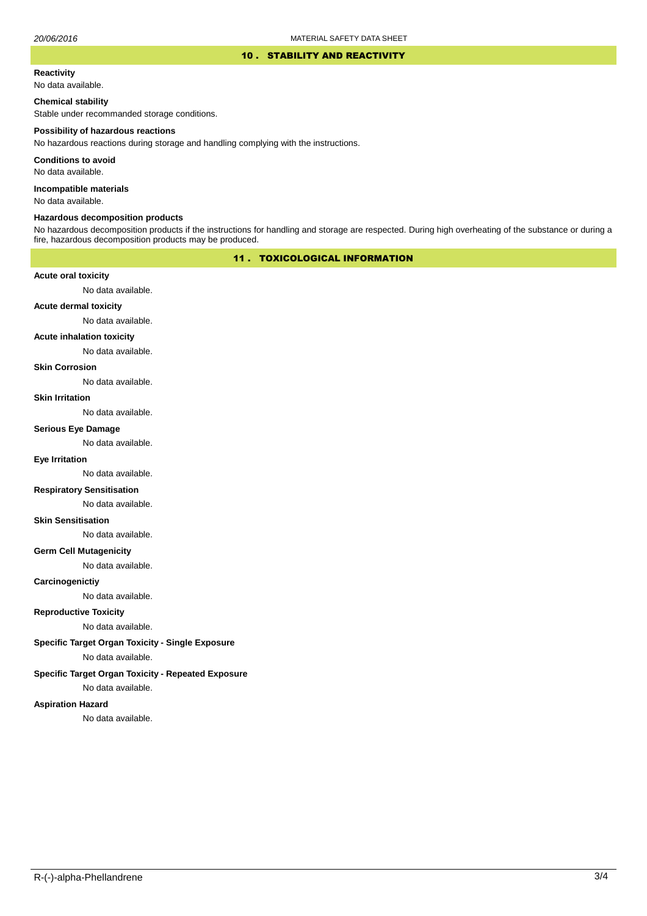## 10 . STABILITY AND REACTIVITY

**Reactivity**

No data available.

**Chemical stability**

Stable under recommanded storage conditions.

**Possibility of hazardous reactions**

No hazardous reactions during storage and handling complying with the instructions.

**Conditions to avoid**

No data available.

**Incompatible materials**

No data available.

**Hazardous decomposition products**

No hazardous decomposition products if the instructions for handling and storage are respected. During high overheating of the substance or during a fire, hazardous decomposition products may be produced.

## 11 . TOXICOLOGICAL INFORMATION

**Acute oral toxicity**

No data available.

**Acute dermal toxicity**

No data available.

**Acute inhalation toxicity**

No data available.

**Skin Corrosion**

No data available.

**Skin Irritation**

No data available.

**Serious Eye Damage**

No data available.

**Eye Irritation**

No data available.

**Respiratory Sensitisation**

No data available.

**Skin Sensitisation**

No data available.

**Germ Cell Mutagenicity**

No data available.

**Carcinogenictiy**

No data available.

**Reproductive Toxicity**

No data available.

**Specific Target Organ Toxicity - Single Exposure**

No data available.

**Specific Target Organ Toxicity - Repeated Exposure**

No data available.

**Aspiration Hazard**

No data available.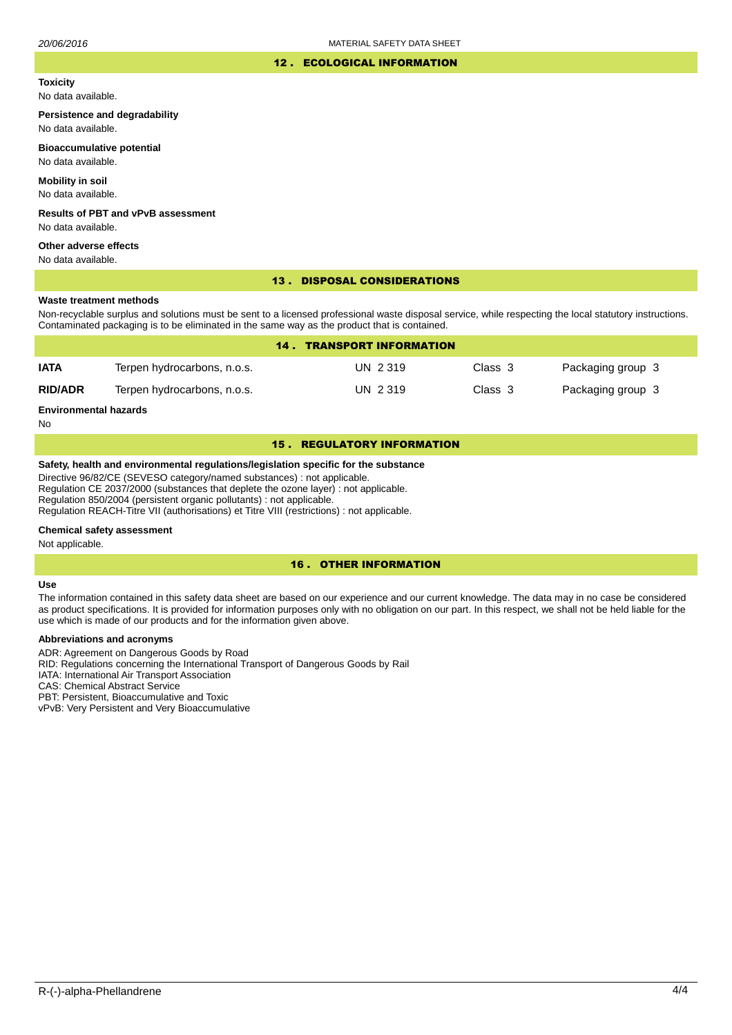## 12 . ECOLOGICAL INFORMATION

**Toxicity**

No data available.

**Persistence and degradability**

No data available.

**Bioaccumulative potential**

No data available.

**Mobility in soil**

No data available.

**Results of PBT and vPvB assessment**

No data available.

**Other adverse effects**

No data available.

## 13 . DISPOSAL CONSIDERATIONS

**Waste treatment methods**

Non-recyclable surplus and solutions must be sent to a licensed professional waste disposal service, while respecting the local statutory instructions. Contaminated packaging is to be eliminated in the same way as the product that is contained.

## 14 . TRANSPORT INFORMATION

| | | | | |
|---|---|---|---|---|
| **IATA** | Terpen hydrocarbons, n.o.s. | UN 2 319 | Class 3 | Packaging group 3 |
| **RID/ADR** | Terpen hydrocarbons, n.o.s. | UN 2 319 | Class 3 | Packaging group 3 |

**Environmental hazards**

No

## 15 . REGULATORY INFORMATION

**Safety, health and environmental regulations/legislation specific for the substance**

Directive 96/82/CE (SEVESO category/named substances) : not applicable.
Regulation CE 2037/2000 (substances that deplete the ozone layer) : not applicable.
Regulation 850/2004 (persistent organic pollutants) : not applicable.
Regulation REACH-Titre VII (authorisations) et Titre VIII (restrictions) : not applicable.

**Chemical safety assessment**

Not applicable.

## 16 . OTHER INFORMATION

**Use**

The information contained in this safety data sheet are based on our experience and our current knowledge. The data may in no case be considered as product specifications. It is provided for information purposes only with no obligation on our part. In this respect, we shall not be held liable for the use which is made of our products and for the information given above.

**Abbreviations and acronyms**

ADR: Agreement on Dangerous Goods by Road
RID: Regulations concerning the International Transport of Dangerous Goods by Rail
IATA: International Air Transport Association
CAS: Chemical Abstract Service
PBT: Persistent, Bioaccumulative and Toxic
vPvB: Very Persistent and Very Bioaccumulative